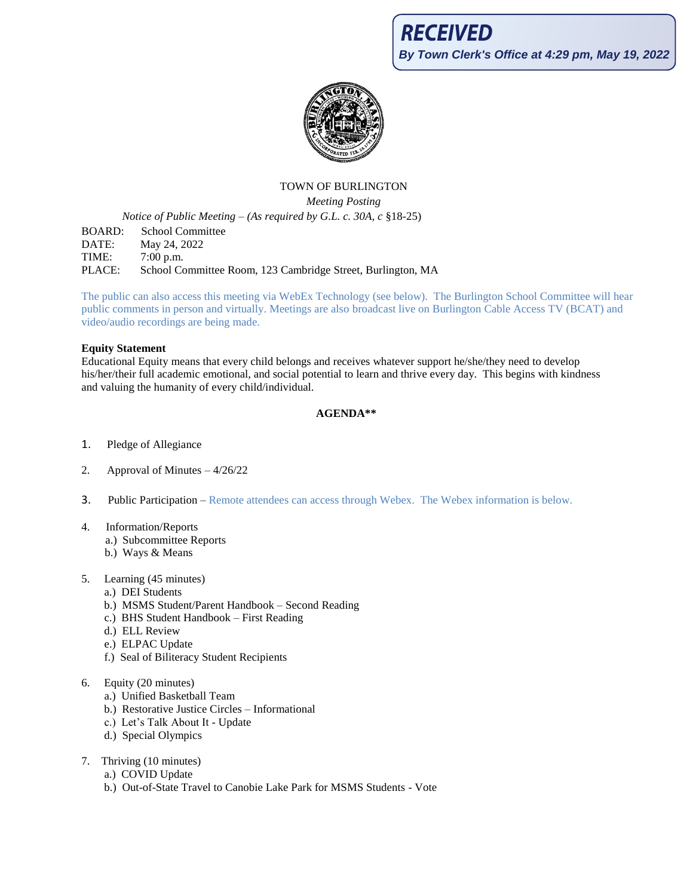**RECEIVED**
***By Town Clerk's Office at 4:29 pm, May 19, 2022***

TOWN OF BURLINGTON

*Meeting Posting*

*Notice of Public Meeting – (As required by G.L. c. 30A, c* §18-25)

BOARD: School Committee
DATE: May 24, 2022
TIME: 7:00 p.m.
PLACE: School Committee Room, 123 Cambridge Street, Burlington, MA

The public can also access this meeting via WebEx Technology (see below). The Burlington School Committee will hear public comments in person and virtually. Meetings are also broadcast live on Burlington Cable Access TV (BCAT) and video/audio recordings are being made.

**Equity Statement**
Educational Equity means that every child belongs and receives whatever support he/she/they need to develop his/her/their full academic emotional, and social potential to learn and thrive every day. This begins with kindness and valuing the humanity of every child/individual.

**AGENDA\*\***

1. Pledge of Allegiance

2. Approval of Minutes – 4/26/22

3. Public Participation – Remote attendees can access through Webex. The Webex information is below.

4. Information/Reports
   a.) Subcommittee Reports
   b.) Ways & Means

5. Learning (45 minutes)
   a.) DEI Students
   b.) MSMS Student/Parent Handbook – Second Reading
   c.) BHS Student Handbook – First Reading
   d.) ELL Review
   e.) ELPAC Update
   f.) Seal of Biliteracy Student Recipients

6. Equity (20 minutes)
   a.) Unified Basketball Team
   b.) Restorative Justice Circles – Informational
   c.) Let's Talk About It - Update
   d.) Special Olympics

7. Thriving (10 minutes)
   a.) COVID Update
   b.) Out-of-State Travel to Canobie Lake Park for MSMS Students - Vote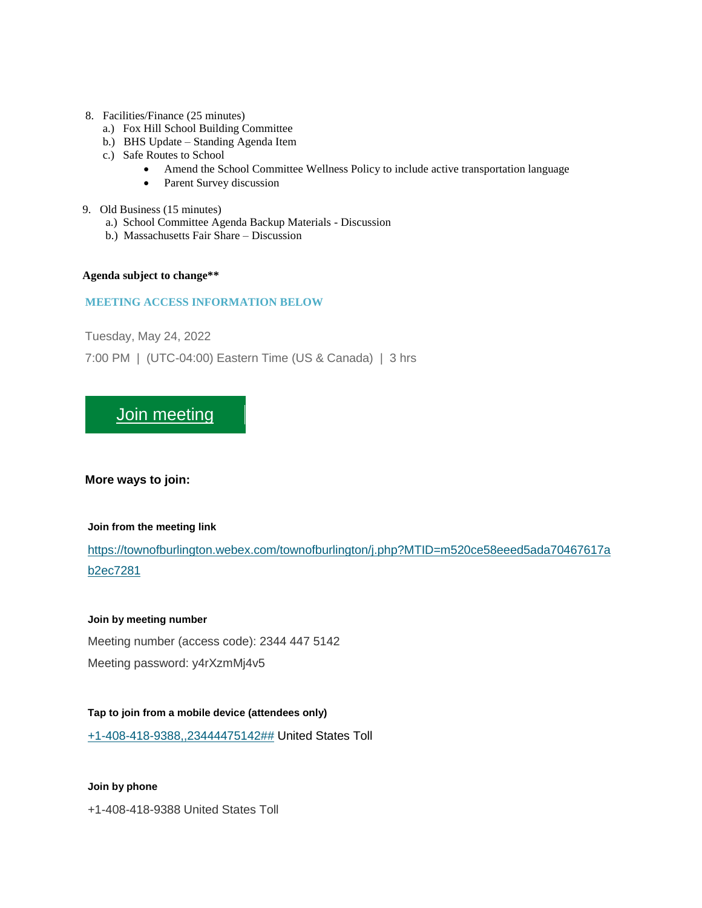8. Facilities/Finance (25 minutes)
   a.) Fox Hill School Building Committee
   b.) BHS Update – Standing Agenda Item
   c.) Safe Routes to School
      - Amend the School Committee Wellness Policy to include active transportation language
      - Parent Survey discussion

9. Old Business (15 minutes)
   a.) School Committee Agenda Backup Materials - Discussion
   b.) Massachusetts Fair Share – Discussion

**Agenda subject to change\*\***

**MEETING ACCESS INFORMATION BELOW**

Tuesday, May 24, 2022

7:00 PM | (UTC-04:00) Eastern Time (US & Canada) | 3 hrs

Join meeting

**More ways to join:**

**Join from the meeting link**

https://townofburlington.webex.com/townofburlington/j.php?MTID=m520ce58eeed5ada70467617ab2ec7281

**Join by meeting number**

Meeting number (access code): 2344 447 5142

Meeting password: y4rXzmMj4v5

**Tap to join from a mobile device (attendees only)**

+1-408-418-9388,,23444475142## United States Toll

**Join by phone**

+1-408-418-9388 United States Toll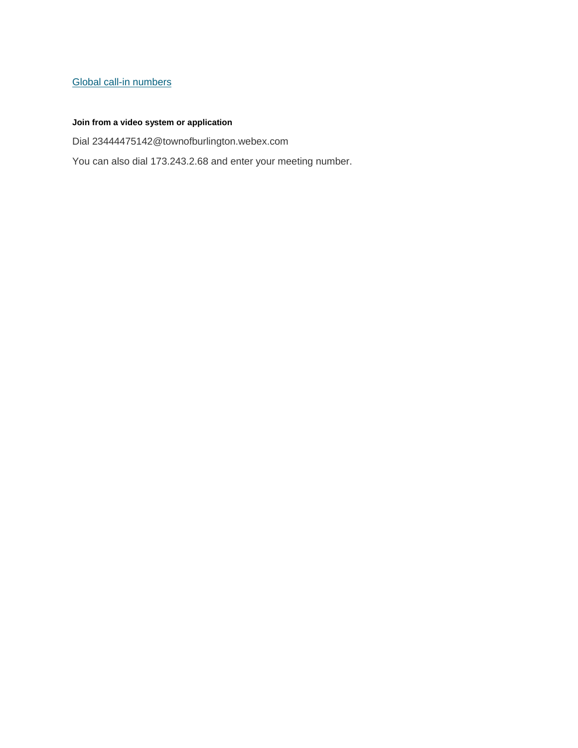[Global call-in numbers]

**Join from a video system or application**

Dial 23444475142@townofburlington.webex.com

You can also dial 173.243.2.68 and enter your meeting number.